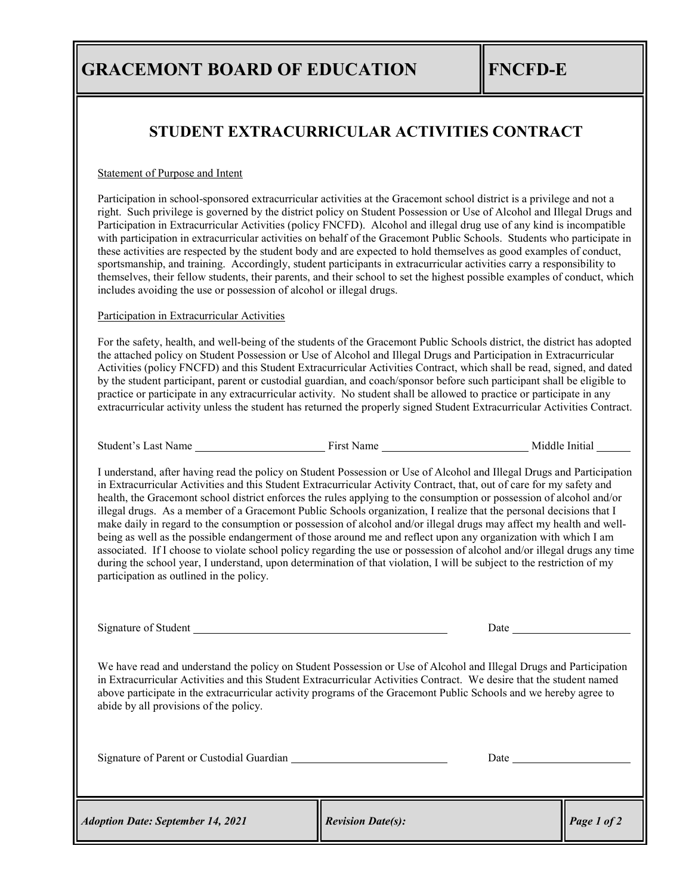# GRACEMONT BOARD OF EDUCATION

**FNCFD-E**

## STUDENT EXTRACURRICULAR ACTIVITIES CONTRACT

<u>Statement of Purpose and Intent</u>

Participation in school-sponsored extracurricular activities at the Gracemont school district is a privilege and not a right. Such privilege is governed by the district policy on Student Possession or Use of Alcohol and Illegal Drugs and Participation in Extracurricular Activities (policy FNCFD). Alcohol and illegal drug use of any kind is incompatible with participation in extracurricular activities on behalf of the Gracemont Public Schools. Students who participate in these activities are respected by the student body and are expected to hold themselves as good examples of conduct, sportsmanship, and training. Accordingly, student participants in extracurricular activities carry a responsibility to themselves, their fellow students, their parents, and their school to set the highest possible examples of conduct, which includes avoiding the use or possession of alcohol or illegal drugs.

<u>Participation in Extracurricular Activities</u>

For the safety, health, and well-being of the students of the Gracemont Public Schools district, the district has adopted the attached policy on Student Possession or Use of Alcohol and Illegal Drugs and Participation in Extracurricular Activities (policy FNCFD) and this Student Extracurricular Activities Contract, which shall be read, signed, and dated by the student participant, parent or custodial guardian, and coach/sponsor before such participant shall be eligible to practice or participate in any extracurricular activity. No student shall be allowed to practice or participate in any extracurricular activity unless the student has returned the properly signed Student Extracurricular Activities Contract.

Student's Last Name ______________________ First Name _________________________ Middle Initial ______

I understand, after having read the policy on Student Possession or Use of Alcohol and Illegal Drugs and Participation in Extracurricular Activities and this Student Extracurricular Activity Contract, that, out of care for my safety and health, the Gracemont school district enforces the rules applying to the consumption or possession of alcohol and/or illegal drugs. As a member of a Gracemont Public Schools organization, I realize that the personal decisions that I make daily in regard to the consumption or possession of alcohol and/or illegal drugs may affect my health and well-being as well as the possible endangerment of those around me and reflect upon any organization with which I am associated. If I choose to violate school policy regarding the use or possession of alcohol and/or illegal drugs any time during the school year, I understand, upon determination of that violation, I will be subject to the restriction of my participation as outlined in the policy.

Signature of Student ____________________________________________ Date ____________________

We have read and understand the policy on Student Possession or Use of Alcohol and Illegal Drugs and Participation in Extracurricular Activities and this Student Extracurricular Activities Contract. We desire that the student named above participate in the extracurricular activity programs of the Gracemont Public Schools and we hereby agree to abide by all provisions of the policy.

Signature of Parent or Custodial Guardian ___________________________ Date ____________________

*Adoption Date: September 14, 2021* | *Revision Date(s):*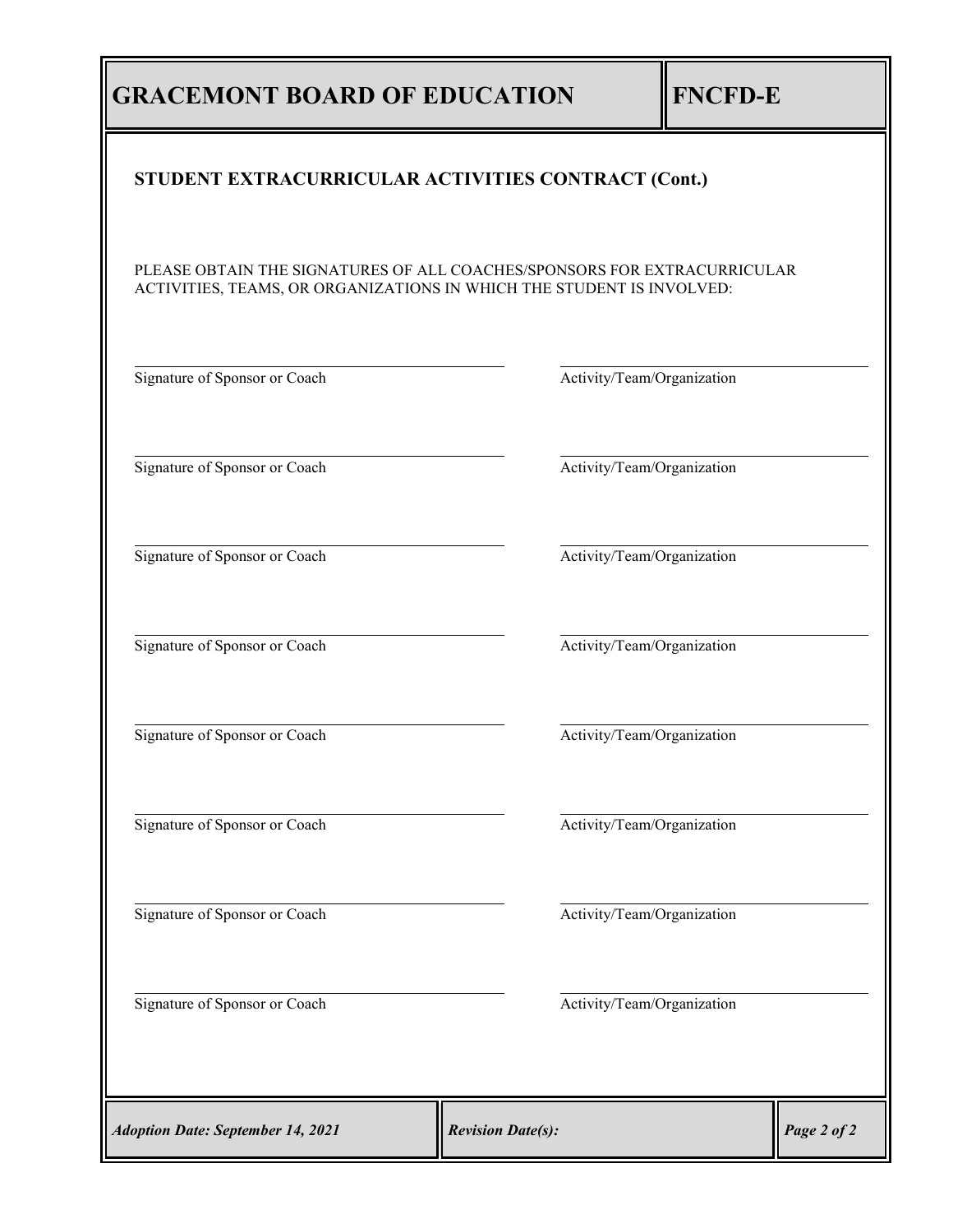## STUDENT EXTRACURRICULAR ACTIVITIES CONTRACT (Cont.)

PLEASE OBTAIN THE SIGNATURES OF ALL COACHES/SPONSORS FOR EXTRACURRICULAR ACTIVITIES, TEAMS, OR ORGANIZATIONS IN WHICH THE STUDENT IS INVOLVED:

| | |
|---|---|
| ______________________________ | ______________________________ |
| Signature of Sponsor or Coach | Activity/Team/Organization |
| ______________________________ | ______________________________ |
| Signature of Sponsor or Coach | Activity/Team/Organization |
| ______________________________ | ______________________________ |
| Signature of Sponsor or Coach | Activity/Team/Organization |
| ______________________________ | ______________________________ |
| Signature of Sponsor or Coach | Activity/Team/Organization |
| ______________________________ | ______________________________ |
| Signature of Sponsor or Coach | Activity/Team/Organization |
| ______________________________ | ______________________________ |
| Signature of Sponsor or Coach | Activity/Team/Organization |
| ______________________________ | ______________________________ |
| Signature of Sponsor or Coach | Activity/Team/Organization |
| ______________________________ | ______________________________ |
| Signature of Sponsor or Coach | Activity/Team/Organization |

*Adoption Date: September 14, 2021* | *Revision Date(s):*